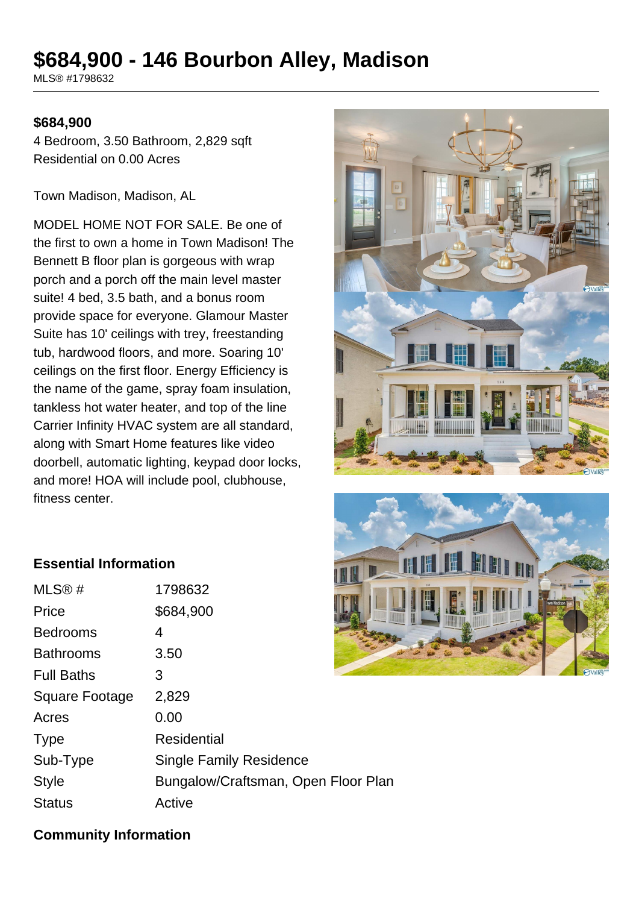# $684,900 - 146 Bourbon Alley, Madison

MLS® #1798632

**$684,900**

4 Bedroom, 3.50 Bathroom, 2,829 sqft
Residential on 0.00 Acres

Town Madison, Madison, AL

MODEL HOME NOT FOR SALE. Be one of the first to own a home in Town Madison! The Bennett B floor plan is gorgeous with wrap porch and a porch off the main level master suite! 4 bed, 3.5 bath, and a bonus room provide space for everyone. Glamour Master Suite has 10' ceilings with trey, freestanding tub, hardwood floors, and more. Soaring 10' ceilings on the first floor. Energy Efficiency is the name of the game, spray foam insulation, tankless hot water heater, and top of the line Carrier Infinity HVAC system are all standard, along with Smart Home features like video doorbell, automatic lighting, keypad door locks, and more! HOA will include pool, clubhouse, fitness center.

## Essential Information

| | |
|---|---|
| MLS® # | 1798632 |
| Price | $684,900 |
| Bedrooms | 4 |
| Bathrooms | 3.50 |
| Full Baths | 3 |
| Square Footage | 2,829 |
| Acres | 0.00 |
| Type | Residential |
| Sub-Type | Single Family Residence |
| Style | Bungalow/Craftsman, Open Floor Plan |
| Status | Active |

## Community Information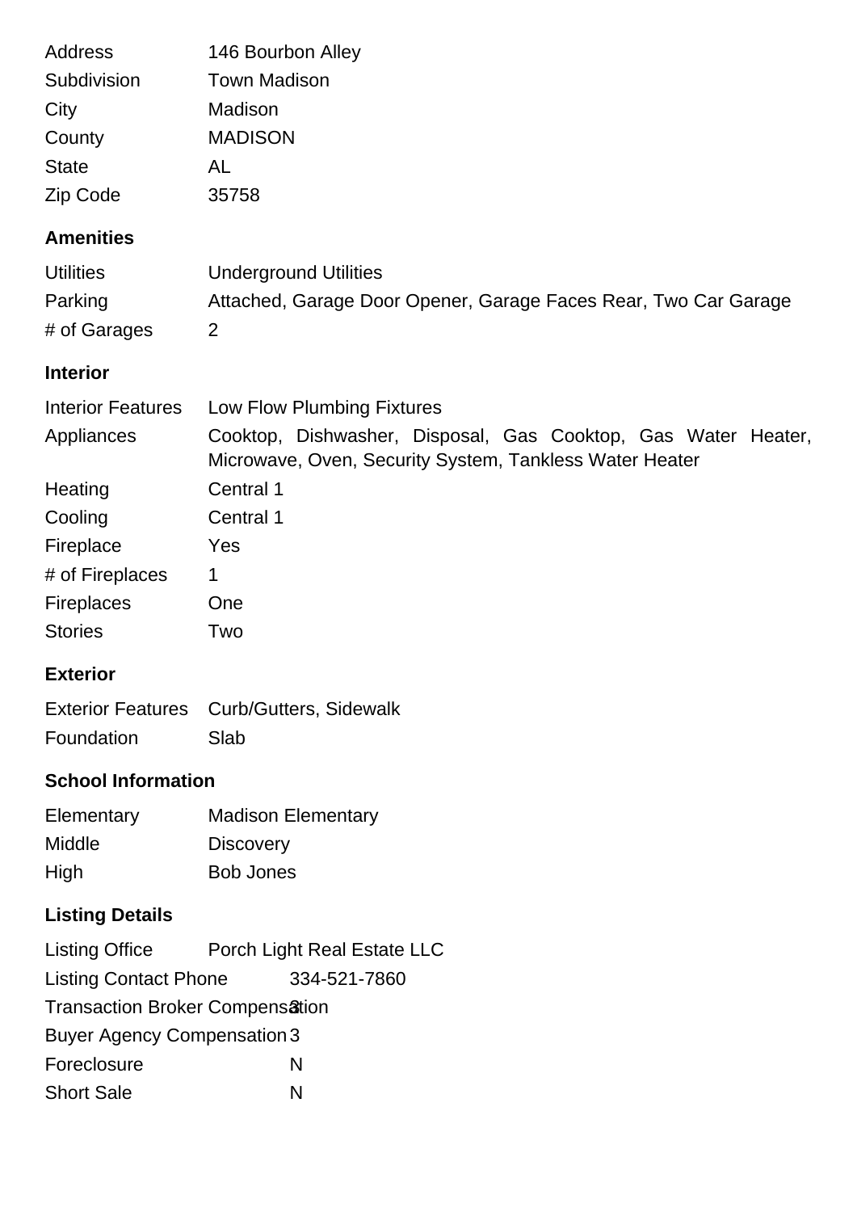| | |
|---|---|
| Address | 146 Bourbon Alley |
| Subdivision | Town Madison |
| City | Madison |
| County | MADISON |
| State | AL |
| Zip Code | 35758 |

### Amenities

| | |
|---|---|
| Utilities | Underground Utilities |
| Parking | Attached, Garage Door Opener, Garage Faces Rear, Two Car Garage |
| # of Garages | 2 |

### Interior

| | |
|---|---|
| Interior Features | Low Flow Plumbing Fixtures |
| Appliances | Cooktop, Dishwasher, Disposal, Gas Cooktop, Gas Water Heater, Microwave, Oven, Security System, Tankless Water Heater |
| Heating | Central 1 |
| Cooling | Central 1 |
| Fireplace | Yes |
| # of Fireplaces | 1 |
| Fireplaces | One |
| Stories | Two |

### Exterior

| | |
|---|---|
| Exterior Features | Curb/Gutters, Sidewalk |
| Foundation | Slab |

### School Information

| | |
|---|---|
| Elementary | Madison Elementary |
| Middle | Discovery |
| High | Bob Jones |

### Listing Details

| | |
|---|---|
| Listing Office | Porch Light Real Estate LLC |
| Listing Contact Phone | 334-521-7860 |
| Transaction Broker Compensation | 3 |
| Buyer Agency Compensation | 3 |
| Foreclosure | N |
| Short Sale | N |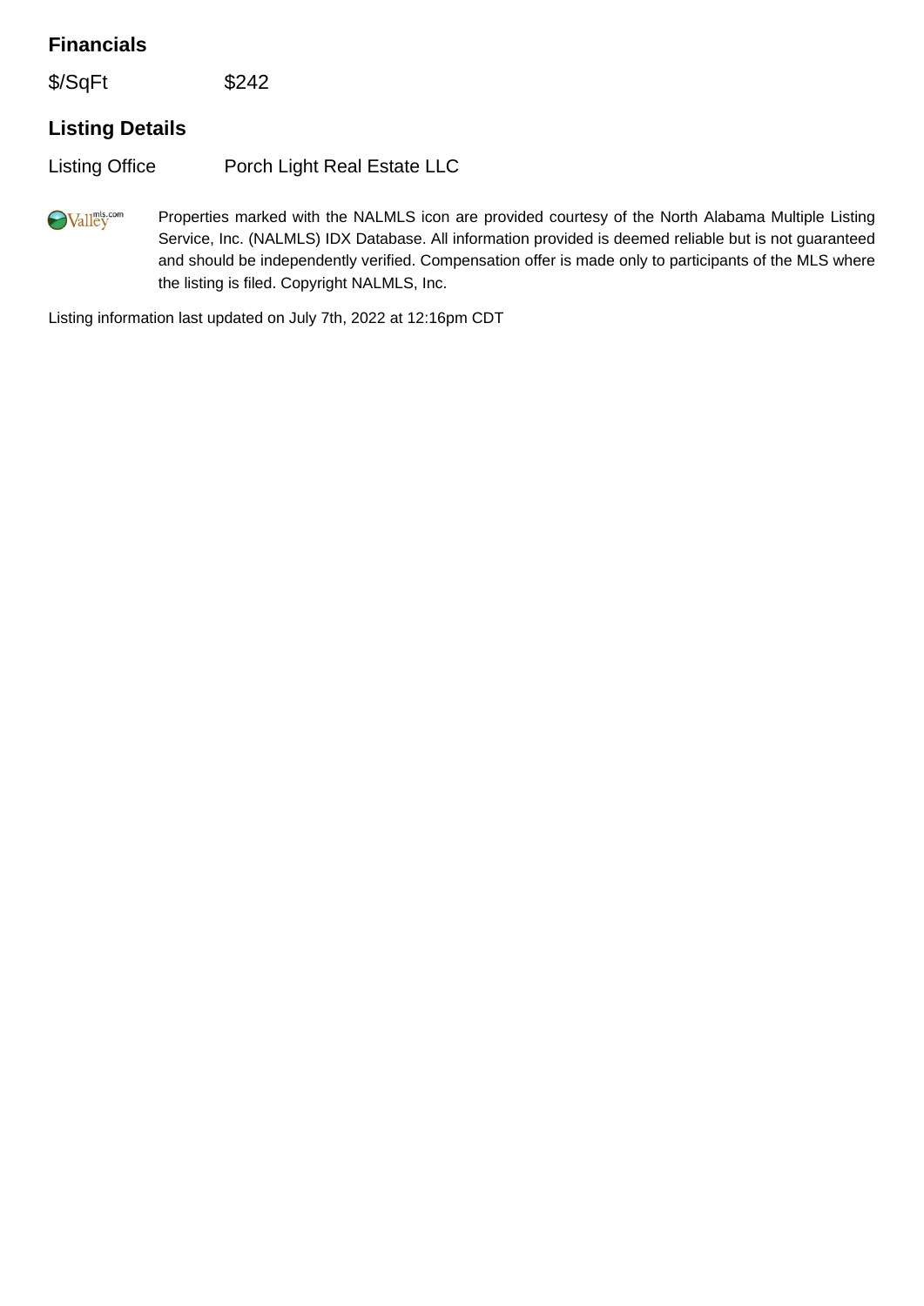## Financials

| | |
|---|---|
| $/SqFt | $242 |

## Listing Details

| | |
|---|---|
| Listing Office | Porch Light Real Estate LLC |

Properties marked with the NALMLS icon are provided courtesy of the North Alabama Multiple Listing Service, Inc. (NALMLS) IDX Database. All information provided is deemed reliable but is not guaranteed and should be independently verified. Compensation offer is made only to participants of the MLS where the listing is filed. Copyright NALMLS, Inc.

Listing information last updated on July 7th, 2022 at 12:16pm CDT